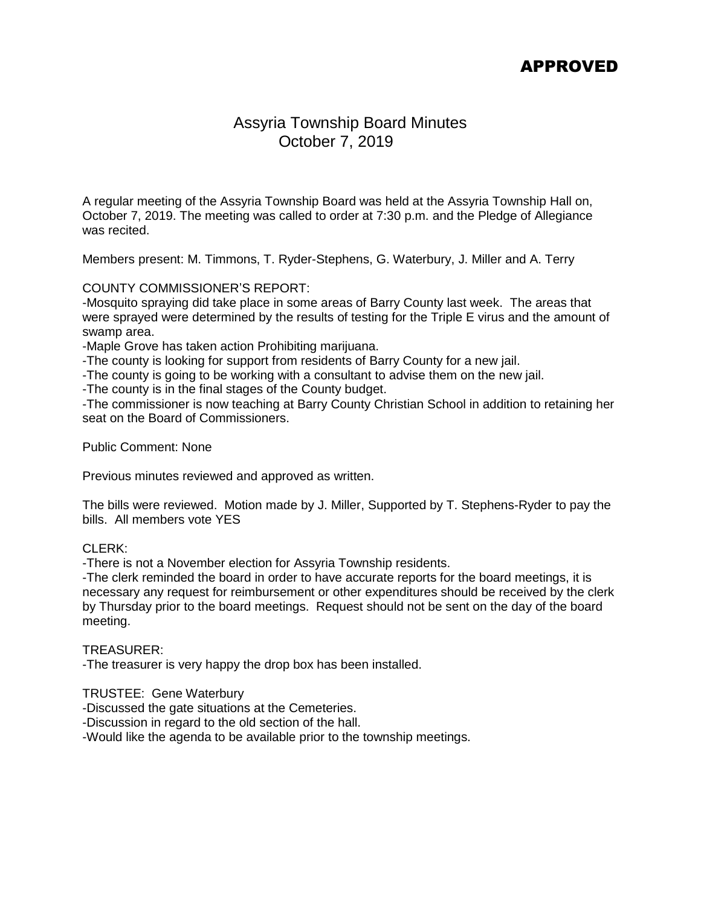**APPROVED**

# Assyria Township Board Minutes
## October 7, 2019

A regular meeting of the Assyria Township Board was held at the Assyria Township Hall on, October 7, 2019. The meeting was called to order at 7:30 p.m. and the Pledge of Allegiance was recited.

Members present: M. Timmons, T. Ryder-Stephens, G. Waterbury, J. Miller and A. Terry

COUNTY COMMISSIONER'S REPORT:

-Mosquito spraying did take place in some areas of Barry County last week. The areas that were sprayed were determined by the results of testing for the Triple E virus and the amount of swamp area.

-Maple Grove has taken action Prohibiting marijuana.

-The county is looking for support from residents of Barry County for a new jail.

-The county is going to be working with a consultant to advise them on the new jail.

-The county is in the final stages of the County budget.

-The commissioner is now teaching at Barry County Christian School in addition to retaining her seat on the Board of Commissioners.

Public Comment: None

Previous minutes reviewed and approved as written.

The bills were reviewed. Motion made by J. Miller, Supported by T. Stephens-Ryder to pay the bills. All members vote YES

CLERK:

-There is not a November election for Assyria Township residents.

-The clerk reminded the board in order to have accurate reports for the board meetings, it is necessary any request for reimbursement or other expenditures should be received by the clerk by Thursday prior to the board meetings. Request should not be sent on the day of the board meeting.

TREASURER:

-The treasurer is very happy the drop box has been installed.

TRUSTEE: Gene Waterbury

-Discussed the gate situations at the Cemeteries.

-Discussion in regard to the old section of the hall.

-Would like the agenda to be available prior to the township meetings.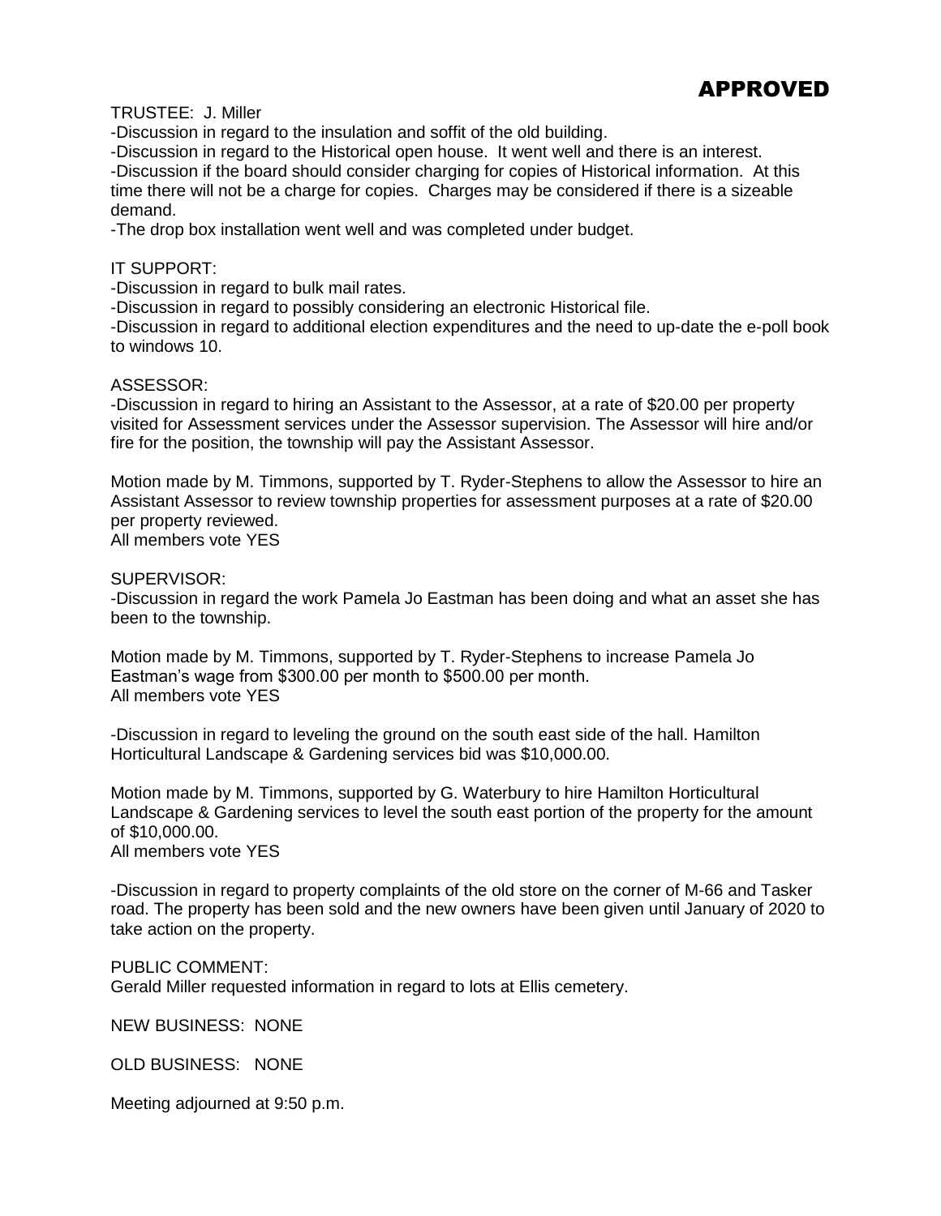# APPROVED

TRUSTEE: J. Miller

-Discussion in regard to the insulation and soffit of the old building.

-Discussion in regard to the Historical open house. It went well and there is an interest.

-Discussion if the board should consider charging for copies of Historical information. At this time there will not be a charge for copies. Charges may be considered if there is a sizeable demand.

-The drop box installation went well and was completed under budget.

IT SUPPORT:

-Discussion in regard to bulk mail rates.

-Discussion in regard to possibly considering an electronic Historical file.

-Discussion in regard to additional election expenditures and the need to up-date the e-poll book to windows 10.

ASSESSOR:

-Discussion in regard to hiring an Assistant to the Assessor, at a rate of $20.00 per property visited for Assessment services under the Assessor supervision. The Assessor will hire and/or fire for the position, the township will pay the Assistant Assessor.

Motion made by M. Timmons, supported by T. Ryder-Stephens to allow the Assessor to hire an Assistant Assessor to review township properties for assessment purposes at a rate of $20.00 per property reviewed.
All members vote YES

SUPERVISOR:

-Discussion in regard the work Pamela Jo Eastman has been doing and what an asset she has been to the township.

Motion made by M. Timmons, supported by T. Ryder-Stephens to increase Pamela Jo Eastman's wage from $300.00 per month to $500.00 per month.
All members vote YES

-Discussion in regard to leveling the ground on the south east side of the hall. Hamilton Horticultural Landscape & Gardening services bid was $10,000.00.

Motion made by M. Timmons, supported by G. Waterbury to hire Hamilton Horticultural Landscape & Gardening services to level the south east portion of the property for the amount of $10,000.00.
All members vote YES

-Discussion in regard to property complaints of the old store on the corner of M-66 and Tasker road. The property has been sold and the new owners have been given until January of 2020 to take action on the property.

PUBLIC COMMENT:
Gerald Miller requested information in regard to lots at Ellis cemetery.

NEW BUSINESS: NONE

OLD BUSINESS: NONE

Meeting adjourned at 9:50 p.m.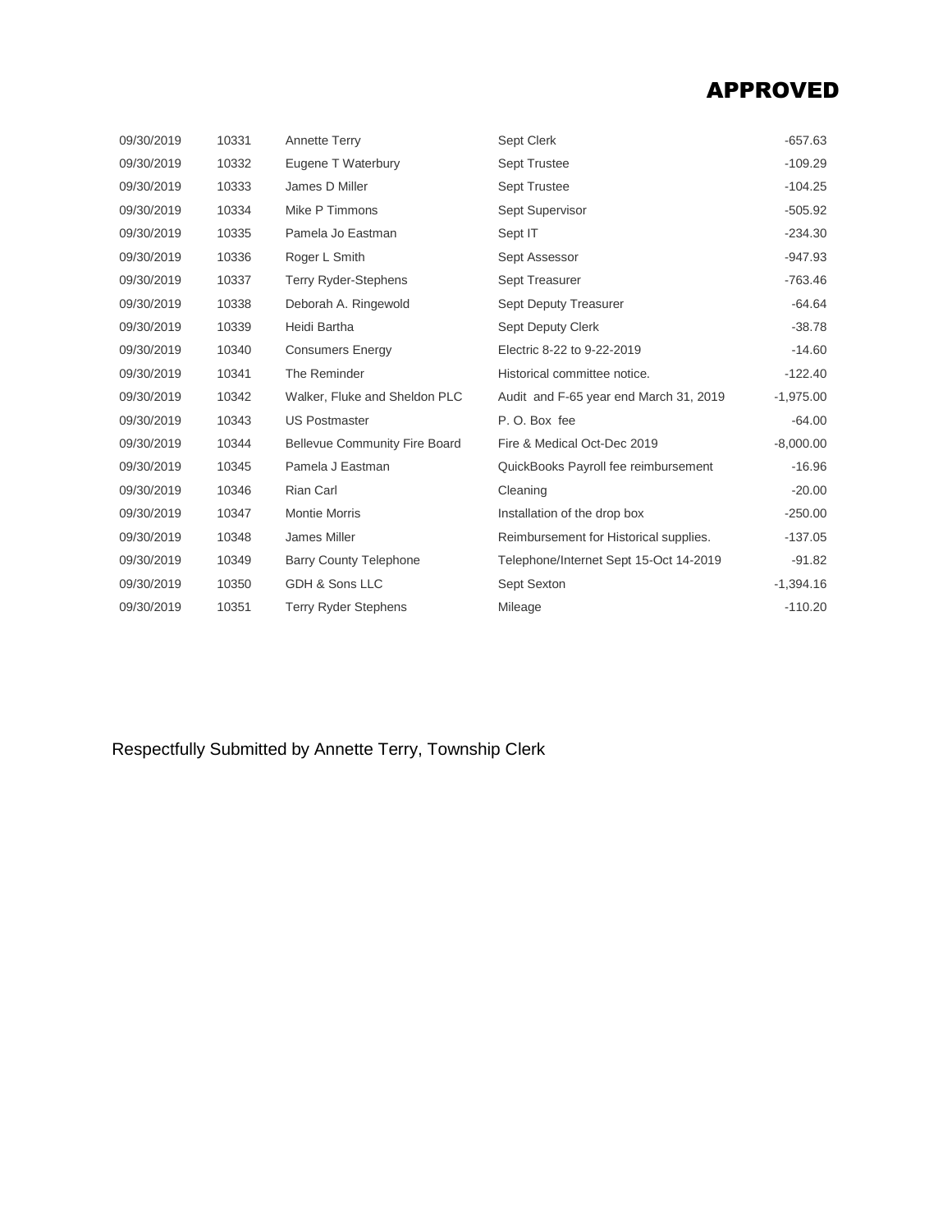**APPROVED**

| | | | | |
|---|---|---|---|---|
| 09/30/2019 | 10331 | Annette Terry | Sept Clerk | -657.63 |
| 09/30/2019 | 10332 | Eugene T Waterbury | Sept Trustee | -109.29 |
| 09/30/2019 | 10333 | James D Miller | Sept Trustee | -104.25 |
| 09/30/2019 | 10334 | Mike P Timmons | Sept Supervisor | -505.92 |
| 09/30/2019 | 10335 | Pamela Jo Eastman | Sept IT | -234.30 |
| 09/30/2019 | 10336 | Roger L Smith | Sept Assessor | -947.93 |
| 09/30/2019 | 10337 | Terry Ryder-Stephens | Sept Treasurer | -763.46 |
| 09/30/2019 | 10338 | Deborah A. Ringewold | Sept Deputy Treasurer | -64.64 |
| 09/30/2019 | 10339 | Heidi Bartha | Sept Deputy Clerk | -38.78 |
| 09/30/2019 | 10340 | Consumers Energy | Electric 8-22 to 9-22-2019 | -14.60 |
| 09/30/2019 | 10341 | The Reminder | Historical committee notice. | -122.40 |
| 09/30/2019 | 10342 | Walker, Fluke and Sheldon PLC | Audit and F-65 year end March 31, 2019 | -1,975.00 |
| 09/30/2019 | 10343 | US Postmaster | P. O. Box fee | -64.00 |
| 09/30/2019 | 10344 | Bellevue Community Fire Board | Fire & Medical Oct-Dec 2019 | -8,000.00 |
| 09/30/2019 | 10345 | Pamela J Eastman | QuickBooks Payroll fee reimbursement | -16.96 |
| 09/30/2019 | 10346 | Rian Carl | Cleaning | -20.00 |
| 09/30/2019 | 10347 | Montie Morris | Installation of the drop box | -250.00 |
| 09/30/2019 | 10348 | James Miller | Reimbursement for Historical supplies. | -137.05 |
| 09/30/2019 | 10349 | Barry County Telephone | Telephone/Internet Sept 15-Oct 14-2019 | -91.82 |
| 09/30/2019 | 10350 | GDH & Sons LLC | Sept Sexton | -1,394.16 |
| 09/30/2019 | 10351 | Terry Ryder Stephens | Mileage | -110.20 |

Respectfully Submitted by Annette Terry, Township Clerk